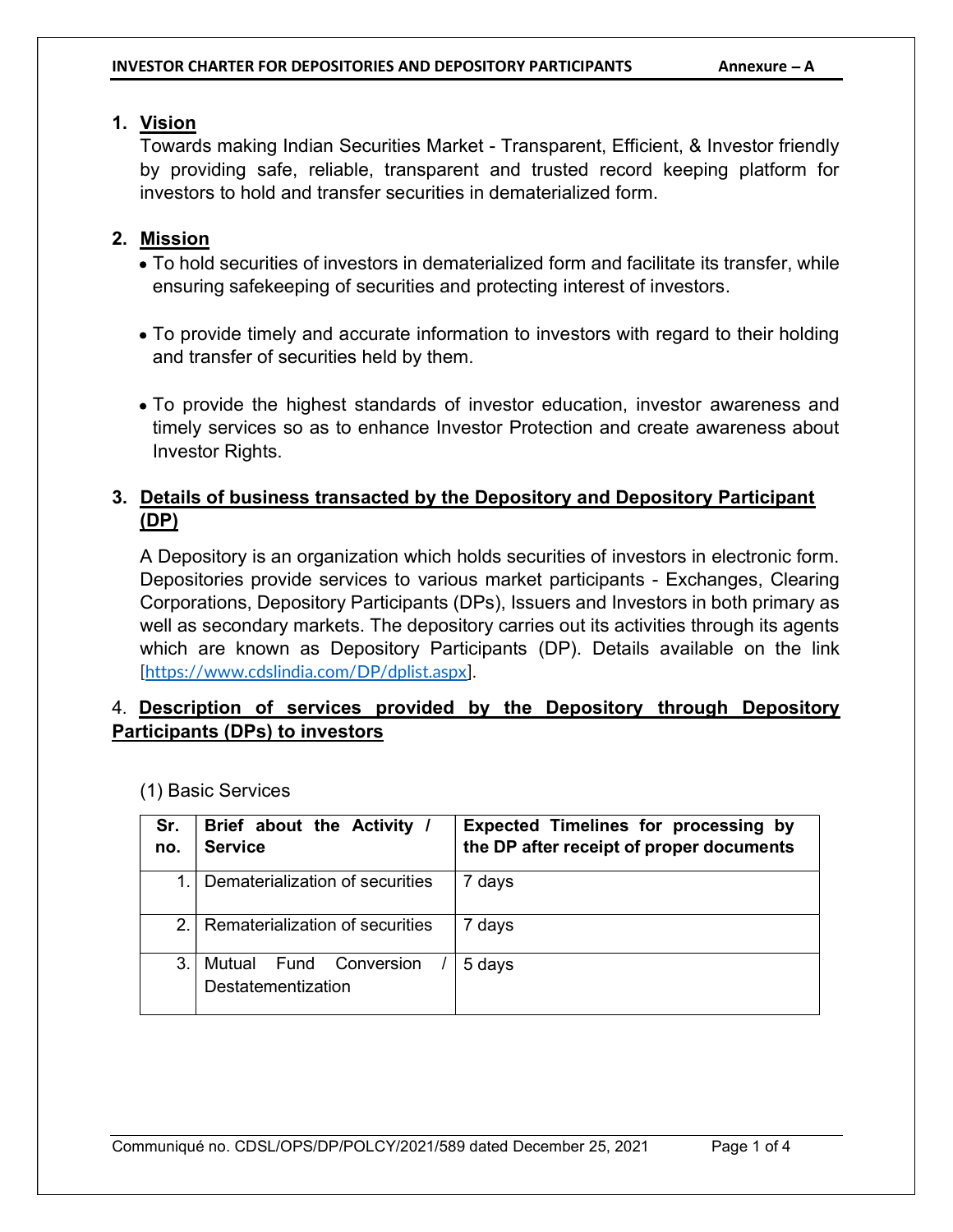## 1. Vision

Towards making Indian Securities Market - Transparent, Efficient, & Investor friendly by providing safe, reliable, transparent and trusted record keeping platform for investors to hold and transfer securities in dematerialized form.

## 2. Mission

- To hold securities of investors in dematerialized form and facilitate its transfer, while ensuring safekeeping of securities and protecting interest of investors.
- To provide timely and accurate information to investors with regard to their holding and transfer of securities held by them.
- To provide the highest standards of investor education, investor awareness and timely services so as to enhance Investor Protection and create awareness about Investor Rights.

## 3. Details of business transacted by the Depository and Depository Participant (DP)

A Depository is an organization which holds securities of investors in electronic form. Depositories provide services to various market participants - Exchanges, Clearing Corporations, Depository Participants (DPs), Issuers and Investors in both primary as well as secondary markets. The depository carries out its activities through its agents which are known as Depository Participants (DP). Details available on the link [https://www.cdslindia.com/DP/dplist.aspx].

## 4. Description of services provided by the Depository through Depository Participants (DPs) to investors

(1) Basic Services

| Sr. no. | Brief about the Activity / Service | Expected Timelines for processing by the DP after receipt of proper documents |
|---|---|---|
| 1. | Dematerialization of securities | 7 days |
| 2. | Rematerialization of securities | 7 days |
| 3. | Mutual Fund Conversion / Destatementization | 5 days |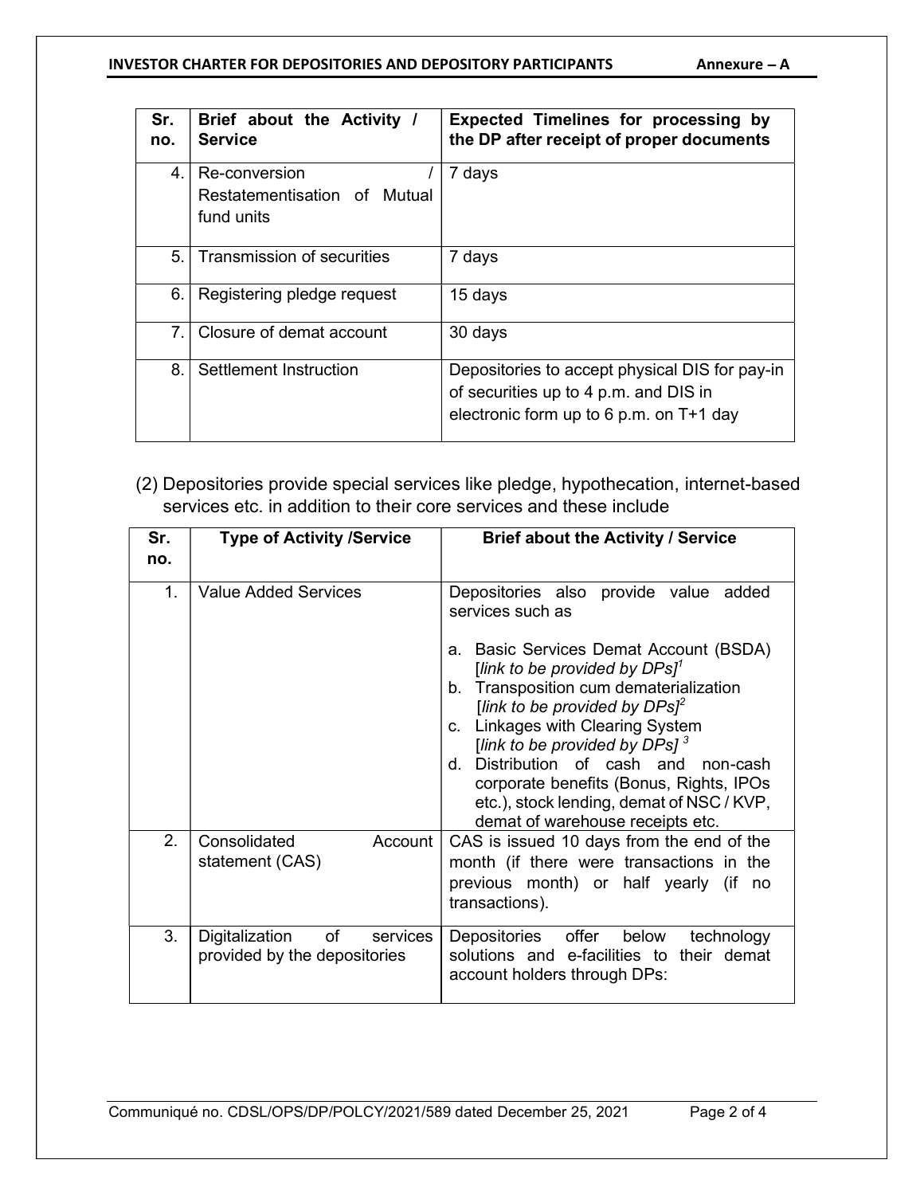| Sr. no. | Brief about the Activity / Service | Expected Timelines for processing by the DP after receipt of proper documents |
|---|---|---|
| 4. | Re-conversion / Restatementisation of Mutual fund units | 7 days |
| 5. | Transmission of securities | 7 days |
| 6. | Registering pledge request | 15 days |
| 7. | Closure of demat account | 30 days |
| 8. | Settlement Instruction | Depositories to accept physical DIS for pay-in of securities up to 4 p.m. and DIS in electronic form up to 6 p.m. on T+1 day |

(2) Depositories provide special services like pledge, hypothecation, internet-based services etc. in addition to their core services and these include

| Sr. no. | Type of Activity /Service | Brief about the Activity / Service |
|---|---|---|
| 1. | Value Added Services | Depositories also provide value added services such as<br><br>a. Basic Services Demat Account (BSDA) [*link to be provided by DPs*][1]<br>b. Transposition cum dematerialization [*link to be provided by DPs*][2]<br>c. Linkages with Clearing System [*link to be provided by DPs*] [3]<br>d. Distribution of cash and non-cash corporate benefits (Bonus, Rights, IPOs etc.), stock lending, demat of NSC / KVP, demat of warehouse receipts etc. |
| 2. | Consolidated Account statement (CAS) | CAS is issued 10 days from the end of the month (if there were transactions in the previous month) or half yearly (if no transactions). |
| 3. | Digitalization of services provided by the depositories | Depositories offer below technology solutions and e-facilities to their demat account holders through DPs: |

Communiqué no. CDSL/OPS/DP/POLCY/2021/589 dated December 25, 2021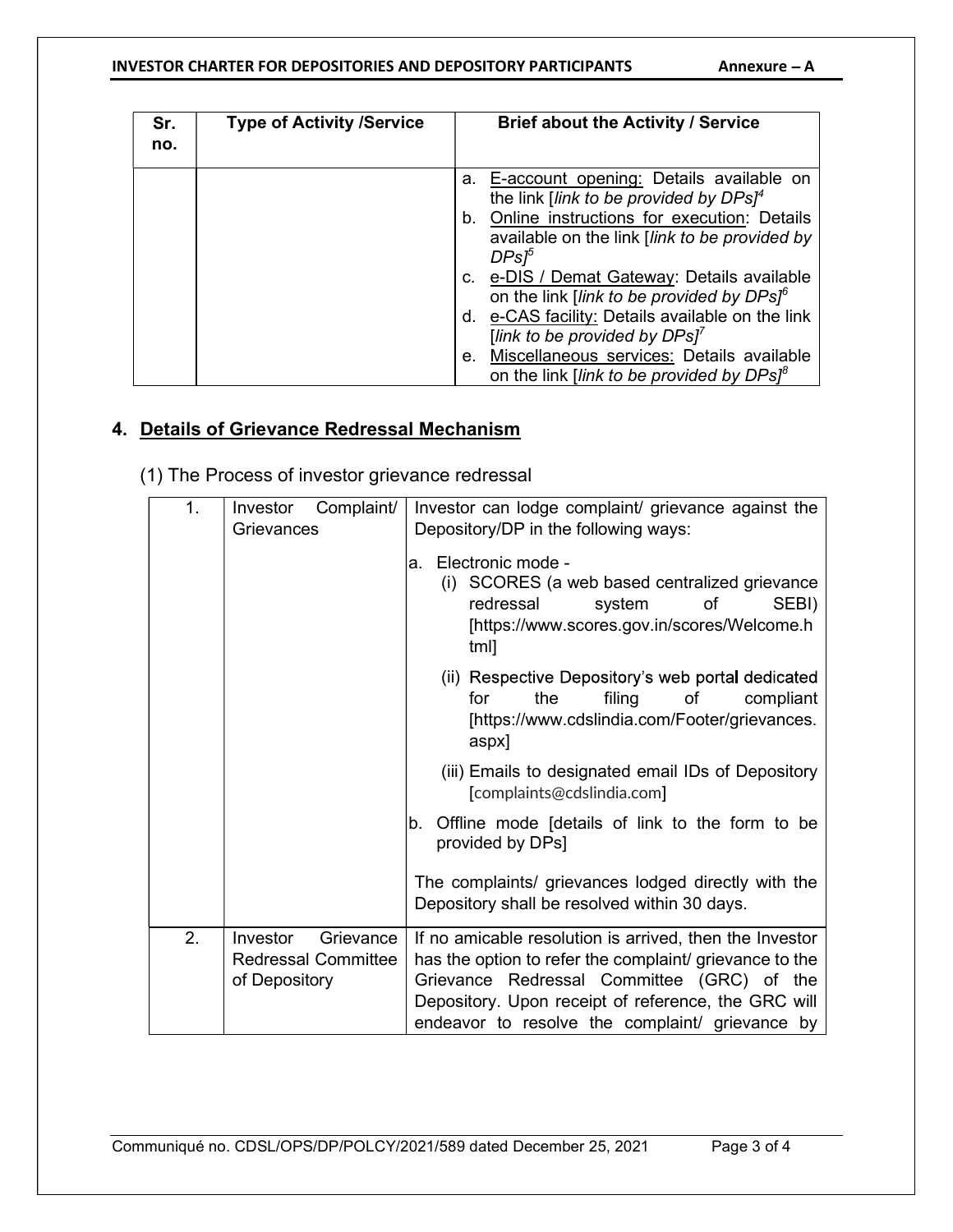| Sr. no. | Type of Activity /Service | Brief about the Activity / Service |
|---|---|---|
| | | a. E-account opening: Details available on the link [*link to be provided by DPs*][4]<br>b. Online instructions for execution: Details available on the link [*link to be provided by DPs*][5]<br>c. e-DIS / Demat Gateway: Details available on the link [*link to be provided by DPs*][6]<br>d. e-CAS facility: Details available on the link [*link to be provided by DPs*][7]<br>e. Miscellaneous services: Details available on the link [*link to be provided by DPs*][8] |

## 4. Details of Grievance Redressal Mechanism

(1) The Process of investor grievance redressal

| | | |
|---|---|---|
| 1. | Investor Complaint/ Grievances | Investor can lodge complaint/ grievance against the Depository/DP in the following ways:<br><br>a. Electronic mode -<br>(i) SCORES (a web based centralized grievance redressal system of SEBI) [https://www.scores.gov.in/scores/Welcome.html]<br>(ii) Respective Depository's web portal dedicated for the filing of compliant [https://www.cdslindia.com/Footer/grievances.aspx]<br>(iii) Emails to designated email IDs of Depository [complaints@cdslindia.com]<br><br>b. Offline mode [details of link to the form to be provided by DPs]<br><br>The complaints/ grievances lodged directly with the Depository shall be resolved within 30 days. |
| 2. | Investor Grievance Redressal Committee of Depository | If no amicable resolution is arrived, then the Investor has the option to refer the complaint/ grievance to the Grievance Redressal Committee (GRC) of the Depository. Upon receipt of reference, the GRC will endeavor to resolve the complaint/ grievance by |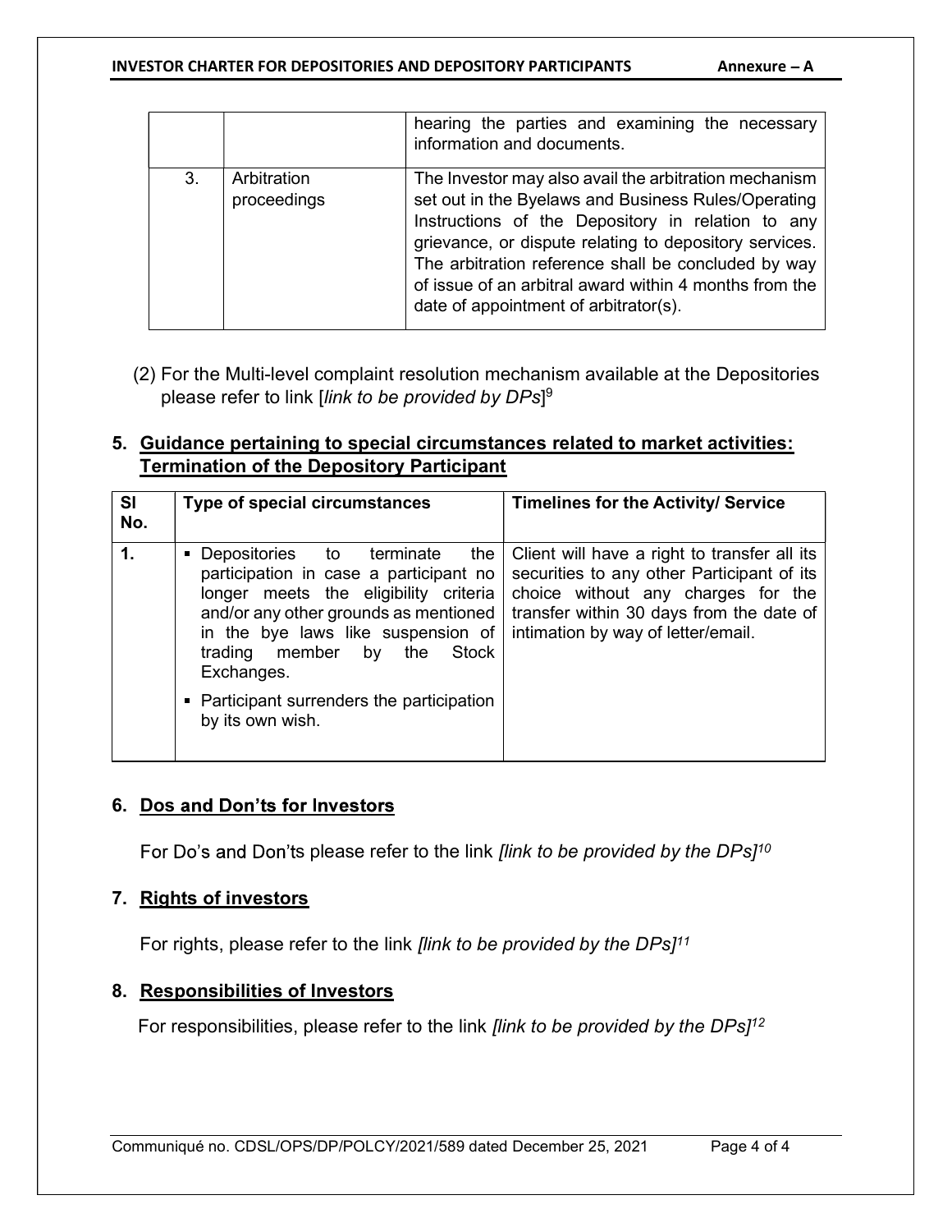| | | hearing the parties and examining the necessary information and documents. |
|---|---|---|
| 3. | Arbitration proceedings | The Investor may also avail the arbitration mechanism set out in the Byelaws and Business Rules/Operating Instructions of the Depository in relation to any grievance, or dispute relating to depository services. The arbitration reference shall be concluded by way of issue of an arbitral award within 4 months from the date of appointment of arbitrator(s). |

(2) For the Multi-level complaint resolution mechanism available at the Depositories please refer to link [*link to be provided by DPs*][9]

## 5. Guidance pertaining to special circumstances related to market activities: Termination of the Depository Participant

| Sl No. | Type of special circumstances | Timelines for the Activity/ Service |
|---|---|---|
| 1. | ▪ Depositories to terminate the participation in case a participant no longer meets the eligibility criteria and/or any other grounds as mentioned in the bye laws like suspension of trading member by the Stock Exchanges.<br>▪ Participant surrenders the participation by its own wish. | Client will have a right to transfer all its securities to any other Participant of its choice without any charges for the transfer within 30 days from the date of intimation by way of letter/email. |

## 6. Dos and Don'ts for Investors

For Do's and Don'ts please refer to the link *[link to be provided by the DPs]*[10]

## 7. Rights of investors

For rights, please refer to the link *[link to be provided by the DPs]*[11]

## 8. Responsibilities of Investors

For responsibilities, please refer to the link *[link to be provided by the DPs]*[12]

Communiqué no. CDSL/OPS/DP/POLCY/2021/589 dated December 25, 2021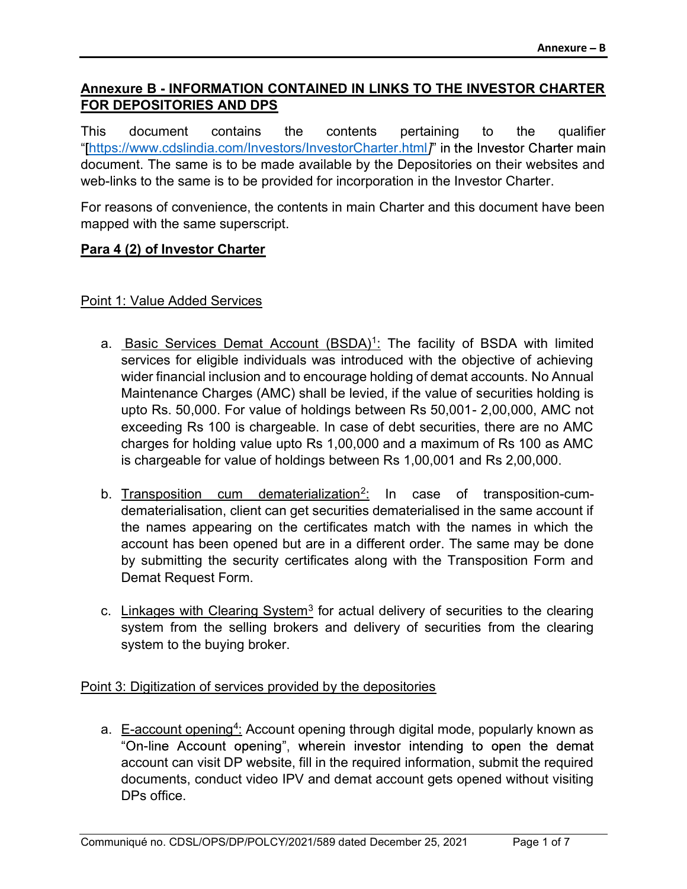## Annexure B - INFORMATION CONTAINED IN LINKS TO THE INVESTOR CHARTER FOR DEPOSITORIES AND DPS

This document contains the contents pertaining to the qualifier "[https://www.cdslindia.com/Investors/InvestorCharter.html]" in the Investor Charter main document. The same is to be made available by the Depositories on their websites and web-links to the same is to be provided for incorporation in the Investor Charter.

For reasons of convenience, the contents in main Charter and this document have been mapped with the same superscript.

### Para 4 (2) of Investor Charter

Point 1: Value Added Services

a. Basic Services Demat Account (BSDA)[1]: The facility of BSDA with limited services for eligible individuals was introduced with the objective of achieving wider financial inclusion and to encourage holding of demat accounts. No Annual Maintenance Charges (AMC) shall be levied, if the value of securities holding is upto Rs. 50,000. For value of holdings between Rs 50,001- 2,00,000, AMC not exceeding Rs 100 is chargeable. In case of debt securities, there are no AMC charges for holding value upto Rs 1,00,000 and a maximum of Rs 100 as AMC is chargeable for value of holdings between Rs 1,00,001 and Rs 2,00,000.

b. Transposition cum dematerialization[2]: In case of transposition-cum-dematerialisation, client can get securities dematerialised in the same account if the names appearing on the certificates match with the names in which the account has been opened but are in a different order. The same may be done by submitting the security certificates along with the Transposition Form and Demat Request Form.

c. Linkages with Clearing System[3] for actual delivery of securities to the clearing system from the selling brokers and delivery of securities from the clearing system to the buying broker.

Point 3: Digitization of services provided by the depositories

a. E-account opening[4]: Account opening through digital mode, popularly known as "On-line Account opening", wherein investor intending to open the demat account can visit DP website, fill in the required information, submit the required documents, conduct video IPV and demat account gets opened without visiting DPs office.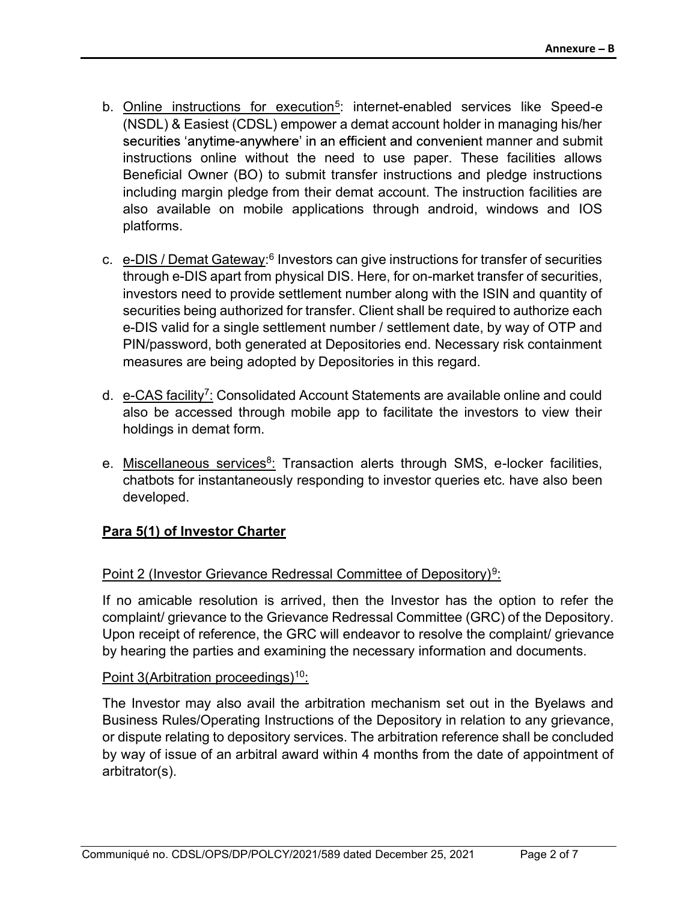b. Online instructions for execution[5]: internet-enabled services like Speed-e (NSDL) & Easiest (CDSL) empower a demat account holder in managing his/her securities 'anytime-anywhere' in an efficient and convenient manner and submit instructions online without the need to use paper. These facilities allows Beneficial Owner (BO) to submit transfer instructions and pledge instructions including margin pledge from their demat account. The instruction facilities are also available on mobile applications through android, windows and IOS platforms.

c. e-DIS / Demat Gateway:[6] Investors can give instructions for transfer of securities through e-DIS apart from physical DIS. Here, for on-market transfer of securities, investors need to provide settlement number along with the ISIN and quantity of securities being authorized for transfer. Client shall be required to authorize each e-DIS valid for a single settlement number / settlement date, by way of OTP and PIN/password, both generated at Depositories end. Necessary risk containment measures are being adopted by Depositories in this regard.

d. e-CAS facility[7]: Consolidated Account Statements are available online and could also be accessed through mobile app to facilitate the investors to view their holdings in demat form.

e. Miscellaneous services[8]: Transaction alerts through SMS, e-locker facilities, chatbots for instantaneously responding to investor queries etc. have also been developed.

**Para 5(1) of Investor Charter**

Point 2 (Investor Grievance Redressal Committee of Depository)[9]:

If no amicable resolution is arrived, then the Investor has the option to refer the complaint/ grievance to the Grievance Redressal Committee (GRC) of the Depository. Upon receipt of reference, the GRC will endeavor to resolve the complaint/ grievance by hearing the parties and examining the necessary information and documents.

Point 3(Arbitration proceedings)[10]:

The Investor may also avail the arbitration mechanism set out in the Byelaws and Business Rules/Operating Instructions of the Depository in relation to any grievance, or dispute relating to depository services. The arbitration reference shall be concluded by way of issue of an arbitral award within 4 months from the date of appointment of arbitrator(s).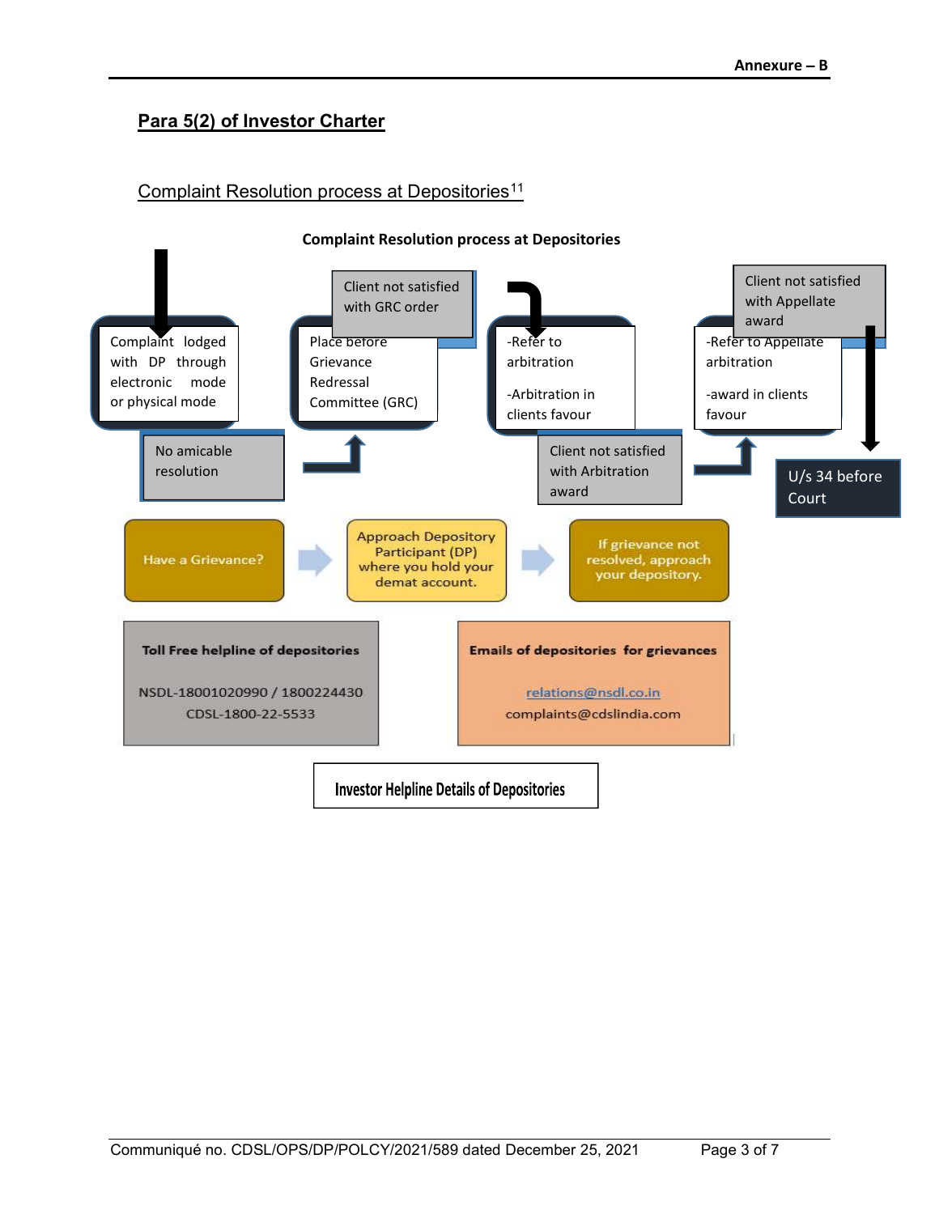**Annexure – B**

## Para 5(2) of Investor Charter

### Complaint Resolution process at Depositories[11]

**Complaint Resolution process at Depositories**

Complaint lodged with DP through electronic mode or physical mode

No amicable resolution

Place before Grievance Redressal Committee (GRC)

Client not satisfied with GRC order

-Refer to arbitration

-Arbitration in clients favour

Client not satisfied with Arbitration award

-Refer to Appellate arbitration

-award in clients favour

Client not satisfied with Appellate award

U/s 34 before Court

Have a Grievance? → Approach Depository Participant (DP) where you hold your demat account. → If grievance not resolved, approach your depository.

| Toll Free helpline of depositories | Emails of depositories for grievances |
|---|---|
| NSDL-18001020990 / 1800224430 | relations@nsdl.co.in |
| CDSL-1800-22-5533 | complaints@cdslindia.com |

**Investor Helpline Details of Depositories**

Communiqué no. CDSL/OPS/DP/POLCY/2021/589 dated December 25, 2021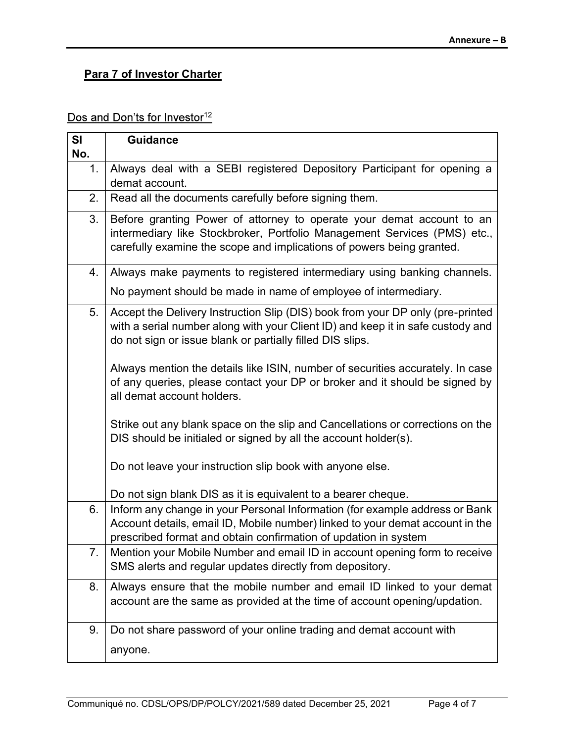Annexure – B

## Para 7 of Investor Charter

### Dos and Don'ts for Investor[12]

| Sl No. | Guidance |
|---|---|
| 1. | Always deal with a SEBI registered Depository Participant for opening a demat account. |
| 2. | Read all the documents carefully before signing them. |
| 3. | Before granting Power of attorney to operate your demat account to an intermediary like Stockbroker, Portfolio Management Services (PMS) etc., carefully examine the scope and implications of powers being granted. |
| 4. | Always make payments to registered intermediary using banking channels.<br><br>No payment should be made in name of employee of intermediary. |
| 5. | Accept the Delivery Instruction Slip (DIS) book from your DP only (pre-printed with a serial number along with your Client ID) and keep it in safe custody and do not sign or issue blank or partially filled DIS slips.<br><br>Always mention the details like ISIN, number of securities accurately. In case of any queries, please contact your DP or broker and it should be signed by all demat account holders.<br><br>Strike out any blank space on the slip and Cancellations or corrections on the DIS should be initialed or signed by all the account holder(s).<br><br>Do not leave your instruction slip book with anyone else.<br><br>Do not sign blank DIS as it is equivalent to a bearer cheque. |
| 6. | Inform any change in your Personal Information (for example address or Bank Account details, email ID, Mobile number) linked to your demat account in the prescribed format and obtain confirmation of updation in system |
| 7. | Mention your Mobile Number and email ID in account opening form to receive SMS alerts and regular updates directly from depository. |
| 8. | Always ensure that the mobile number and email ID linked to your demat account are the same as provided at the time of account opening/updation. |
| 9. | Do not share password of your online trading and demat account with anyone. |

Communiqué no. CDSL/OPS/DP/POLCY/2021/589 dated December 25, 2021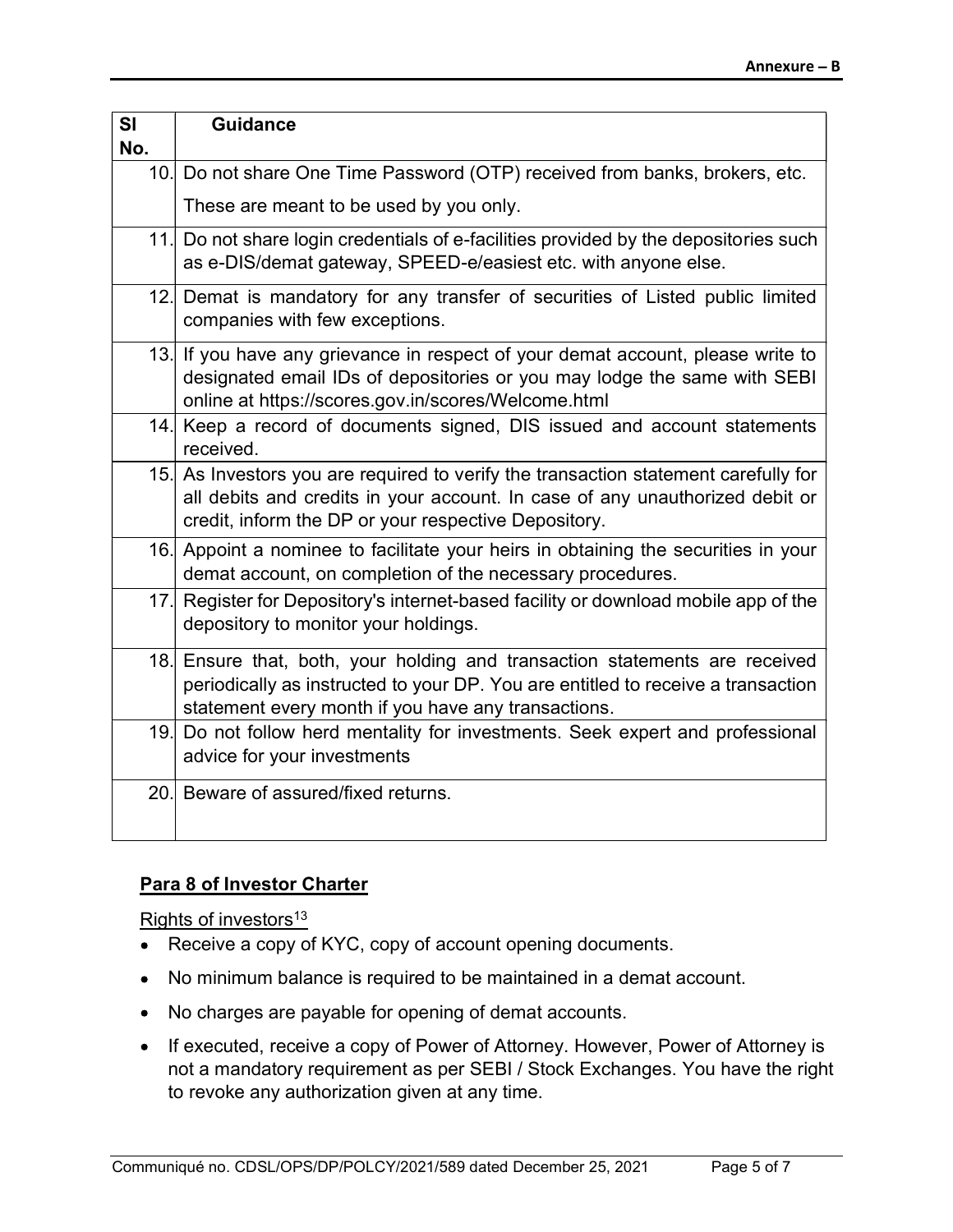**Annexure – B**

| Sl No. | Guidance |
|---|---|
| 10. | Do not share One Time Password (OTP) received from banks, brokers, etc. These are meant to be used by you only. |
| 11. | Do not share login credentials of e-facilities provided by the depositories such as e-DIS/demat gateway, SPEED-e/easiest etc. with anyone else. |
| 12. | Demat is mandatory for any transfer of securities of Listed public limited companies with few exceptions. |
| 13. | If you have any grievance in respect of your demat account, please write to designated email IDs of depositories or you may lodge the same with SEBI online at https://scores.gov.in/scores/Welcome.html |
| 14. | Keep a record of documents signed, DIS issued and account statements received. |
| 15. | As Investors you are required to verify the transaction statement carefully for all debits and credits in your account. In case of any unauthorized debit or credit, inform the DP or your respective Depository. |
| 16. | Appoint a nominee to facilitate your heirs in obtaining the securities in your demat account, on completion of the necessary procedures. |
| 17. | Register for Depository's internet-based facility or download mobile app of the depository to monitor your holdings. |
| 18. | Ensure that, both, your holding and transaction statements are received periodically as instructed to your DP. You are entitled to receive a transaction statement every month if you have any transactions. |
| 19. | Do not follow herd mentality for investments. Seek expert and professional advice for your investments |
| 20. | Beware of assured/fixed returns. |

## Para 8 of Investor Charter

Rights of investors[13]

- Receive a copy of KYC, copy of account opening documents.
- No minimum balance is required to be maintained in a demat account.
- No charges are payable for opening of demat accounts.
- If executed, receive a copy of Power of Attorney. However, Power of Attorney is not a mandatory requirement as per SEBI / Stock Exchanges. You have the right to revoke any authorization given at any time.

Communiqué no. CDSL/OPS/DP/POLCY/2021/589 dated December 25, 2021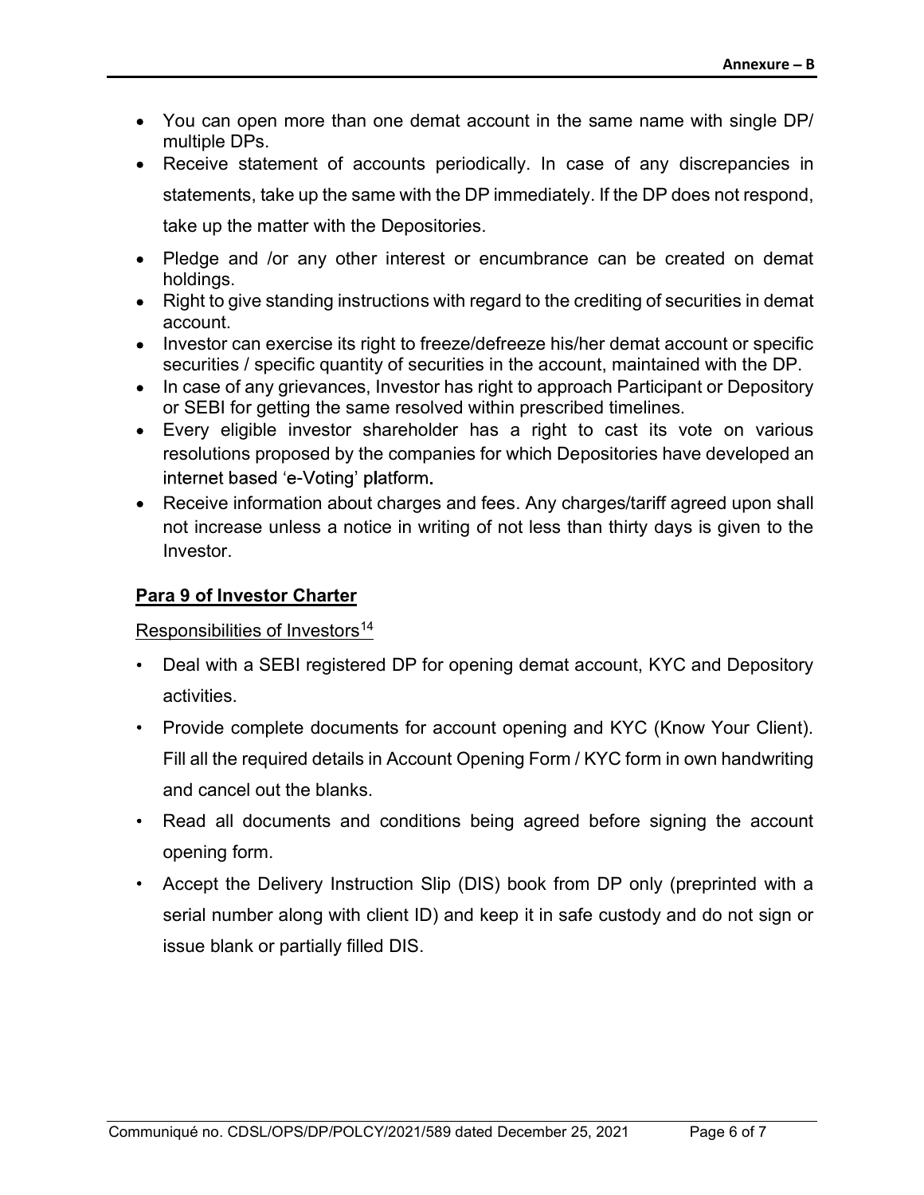- You can open more than one demat account in the same name with single DP/ multiple DPs.
- Receive statement of accounts periodically. In case of any discrepancies in statements, take up the same with the DP immediately. If the DP does not respond, take up the matter with the Depositories.
- Pledge and /or any other interest or encumbrance can be created on demat holdings.
- Right to give standing instructions with regard to the crediting of securities in demat account.
- Investor can exercise its right to freeze/defreeze his/her demat account or specific securities / specific quantity of securities in the account, maintained with the DP.
- In case of any grievances, Investor has right to approach Participant or Depository or SEBI for getting the same resolved within prescribed timelines.
- Every eligible investor shareholder has a right to cast its vote on various resolutions proposed by the companies for which Depositories have developed an internet based 'e-Voting' platform.
- Receive information about charges and fees. Any charges/tariff agreed upon shall not increase unless a notice in writing of not less than thirty days is given to the Investor.

**Para 9 of Investor Charter**

Responsibilities of Investors[14]

- Deal with a SEBI registered DP for opening demat account, KYC and Depository activities.
- Provide complete documents for account opening and KYC (Know Your Client). Fill all the required details in Account Opening Form / KYC form in own handwriting and cancel out the blanks.
- Read all documents and conditions being agreed before signing the account opening form.
- Accept the Delivery Instruction Slip (DIS) book from DP only (preprinted with a serial number along with client ID) and keep it in safe custody and do not sign or issue blank or partially filled DIS.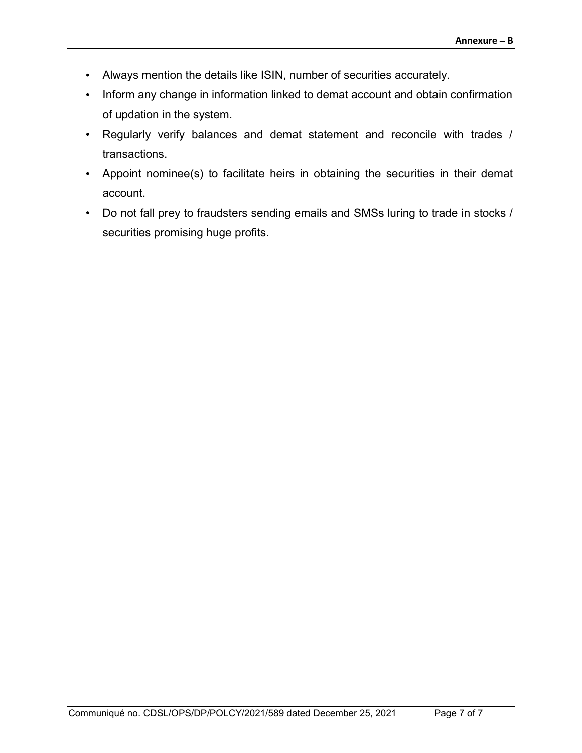- Always mention the details like ISIN, number of securities accurately.
- Inform any change in information linked to demat account and obtain confirmation of updation in the system.
- Regularly verify balances and demat statement and reconcile with trades / transactions.
- Appoint nominee(s) to facilitate heirs in obtaining the securities in their demat account.
- Do not fall prey to fraudsters sending emails and SMSs luring to trade in stocks / securities promising huge profits.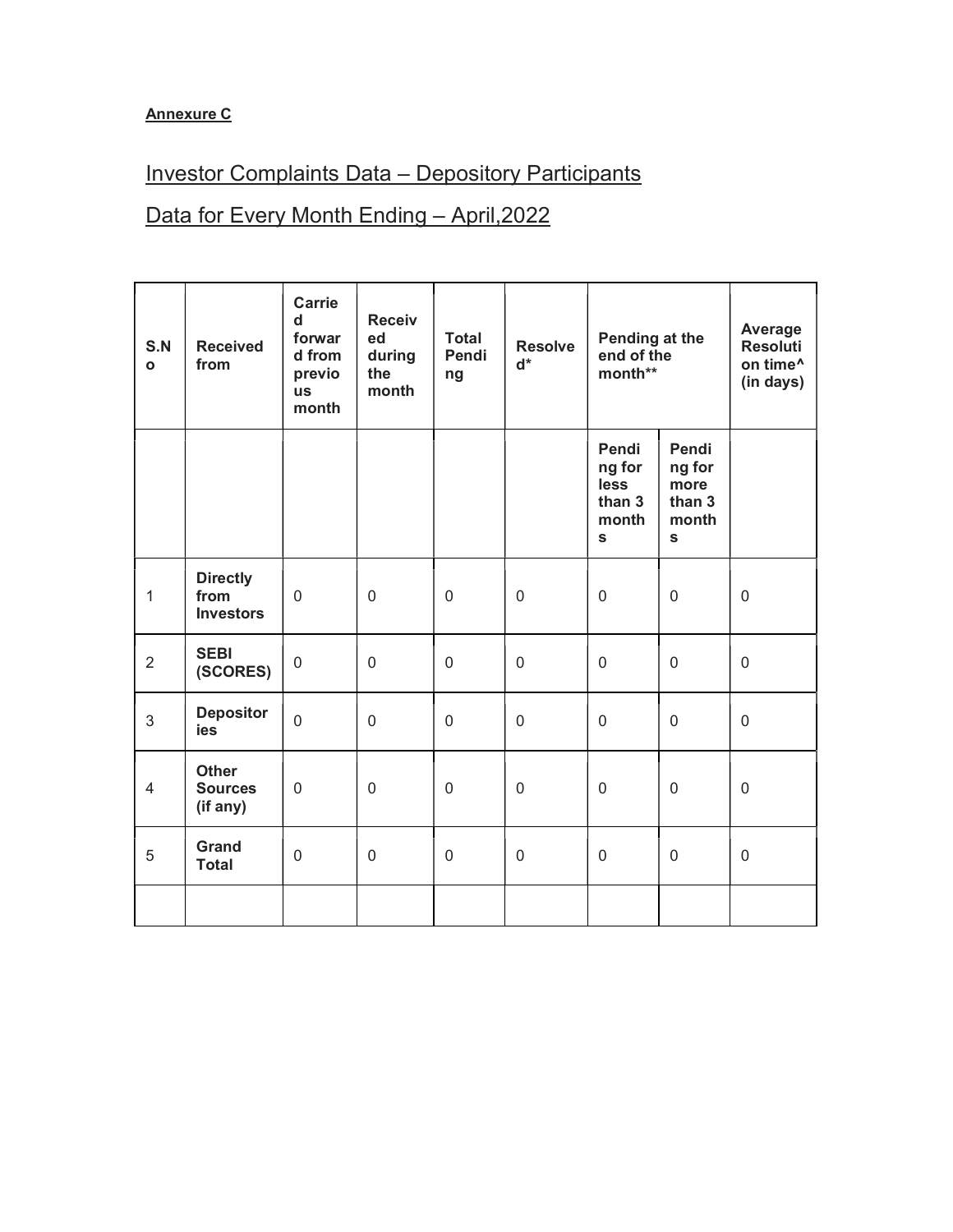**Annexure C**

## Investor Complaints Data – Depository Participants

## Data for Every Month Ending – April,2022

| S.No | Received from | Carried forward from previous month | Received during the month | Total Pending | Resolved* | Pending at the end of the month** | | Average Resolution time^ (in days) |
|---|---|---|---|---|---|---|---|---|
| | | | | | | Pending for less than 3 months | Pending for more than 3 months | |
| 1 | **Directly from Investors** | 0 | 0 | 0 | 0 | 0 | 0 | 0 |
| 2 | **SEBI (SCORES)** | 0 | 0 | 0 | 0 | 0 | 0 | 0 |
| 3 | **Depositories** | 0 | 0 | 0 | 0 | 0 | 0 | 0 |
| 4 | **Other Sources (if any)** | 0 | 0 | 0 | 0 | 0 | 0 | 0 |
| 5 | **Grand Total** | 0 | 0 | 0 | 0 | 0 | 0 | 0 |
| | | | | | | | | |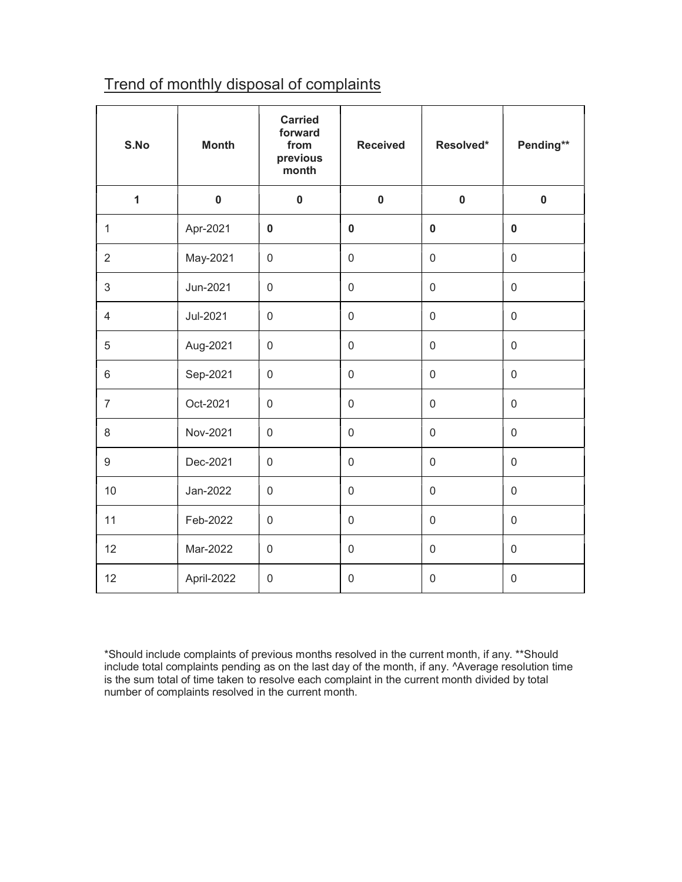## Trend of monthly disposal of complaints

| S.No | Month | Carried forward from previous month | Received | Resolved* | Pending** |
|---|---|---|---|---|---|
| **1** | **0** | **0** | **0** | **0** | **0** |
| 1 | Apr-2021 | **0** | **0** | **0** | **0** |
| 2 | May-2021 | 0 | 0 | 0 | 0 |
| 3 | Jun-2021 | 0 | 0 | 0 | 0 |
| 4 | Jul-2021 | 0 | 0 | 0 | 0 |
| 5 | Aug-2021 | 0 | 0 | 0 | 0 |
| 6 | Sep-2021 | 0 | 0 | 0 | 0 |
| 7 | Oct-2021 | 0 | 0 | 0 | 0 |
| 8 | Nov-2021 | 0 | 0 | 0 | 0 |
| 9 | Dec-2021 | 0 | 0 | 0 | 0 |
| 10 | Jan-2022 | 0 | 0 | 0 | 0 |
| 11 | Feb-2022 | 0 | 0 | 0 | 0 |
| 12 | Mar-2022 | 0 | 0 | 0 | 0 |
| 12 | April-2022 | 0 | 0 | 0 | 0 |

*Should include complaints of previous months resolved in the current month, if any. **Should include total complaints pending as on the last day of the month, if any. ^Average resolution time is the sum total of time taken to resolve each complaint in the current month divided by total number of complaints resolved in the current month.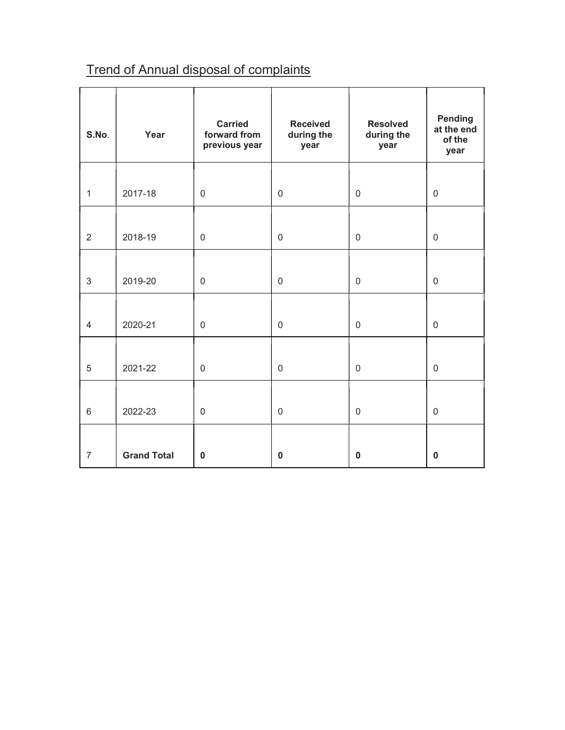Trend of Annual disposal of complaints

| S.No. | Year | Carried forward from previous year | Received during the year | Resolved during the year | Pending at the end of the year |
|---|---|---|---|---|---|
| 1 | 2017-18 | 0 | 0 | 0 | 0 |
| 2 | 2018-19 | 0 | 0 | 0 | 0 |
| 3 | 2019-20 | 0 | 0 | 0 | 0 |
| 4 | 2020-21 | 0 | 0 | 0 | 0 |
| 5 | 2021-22 | 0 | 0 | 0 | 0 |
| 6 | 2022-23 | 0 | 0 | 0 | 0 |
| 7 | **Grand Total** | **0** | **0** | **0** | **0** |